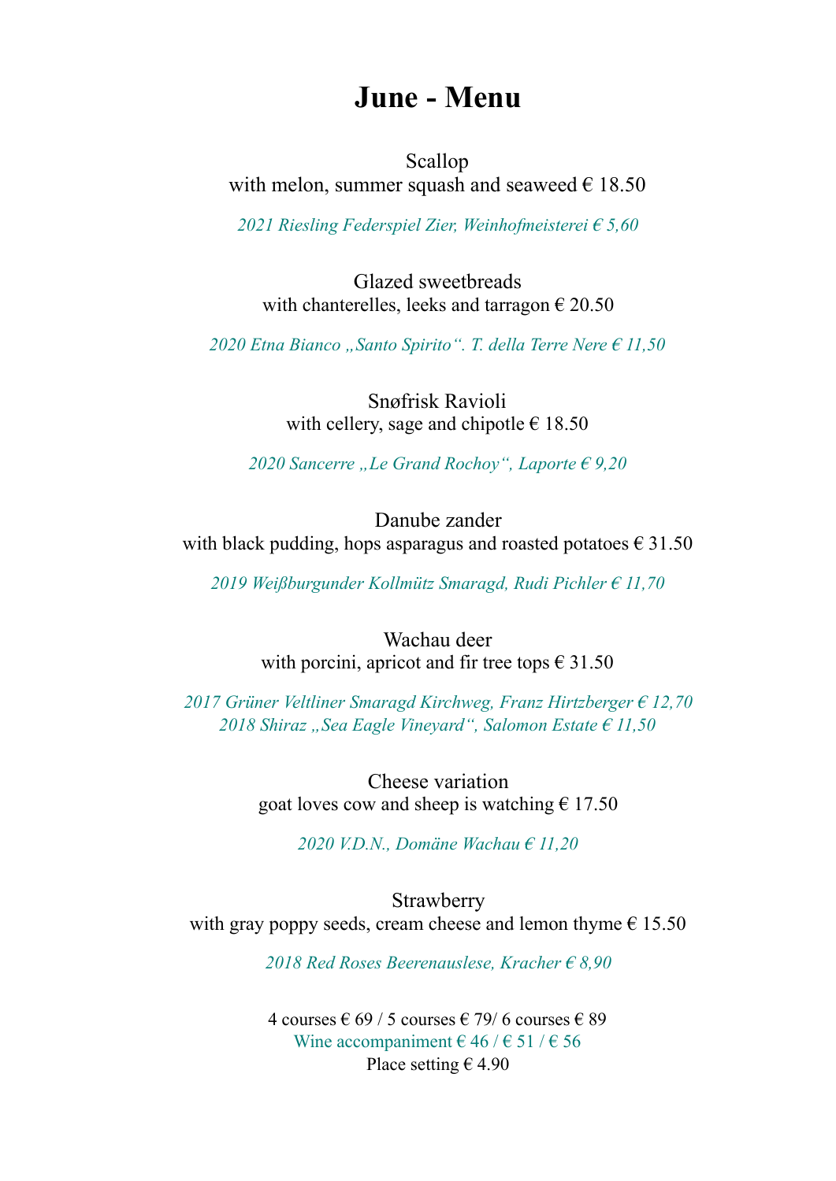# June - Menu

Scallop
with melon, summer squash and seaweed € 18.50

*2021 Riesling Federspiel Zier, Weinhofmeisterei € 5,60*

Glazed sweetbreads
with chanterelles, leeks and tarragon € 20.50

*2020 Etna Bianco „Santo Spirito“. T. della Terre Nere € 11,50*

Snøfrisk Ravioli
with cellery, sage and chipotle € 18.50

*2020 Sancerre „Le Grand Rochoy“, Laporte € 9,20*

Danube zander
with black pudding, hops asparagus and roasted potatoes € 31.50

*2019 Weißburgunder Kollmütz Smaragd, Rudi Pichler € 11,70*

Wachau deer
with porcini, apricot and fir tree tops € 31.50

*2017 Grüner Veltliner Smaragd Kirchweg, Franz Hirtzberger € 12,70*
*2018 Shiraz „Sea Eagle Vineyard“, Salomon Estate € 11,50*

Cheese variation
goat loves cow and sheep is watching € 17.50

*2020 V.D.N., Domäne Wachau € 11,20*

Strawberry
with gray poppy seeds, cream cheese and lemon thyme € 15.50

*2018 Red Roses Beerenauslese, Kracher € 8,90*

4 courses € 69 / 5 courses € 79/ 6 courses € 89
Wine accompaniment € 46 / € 51 / € 56
Place setting € 4.90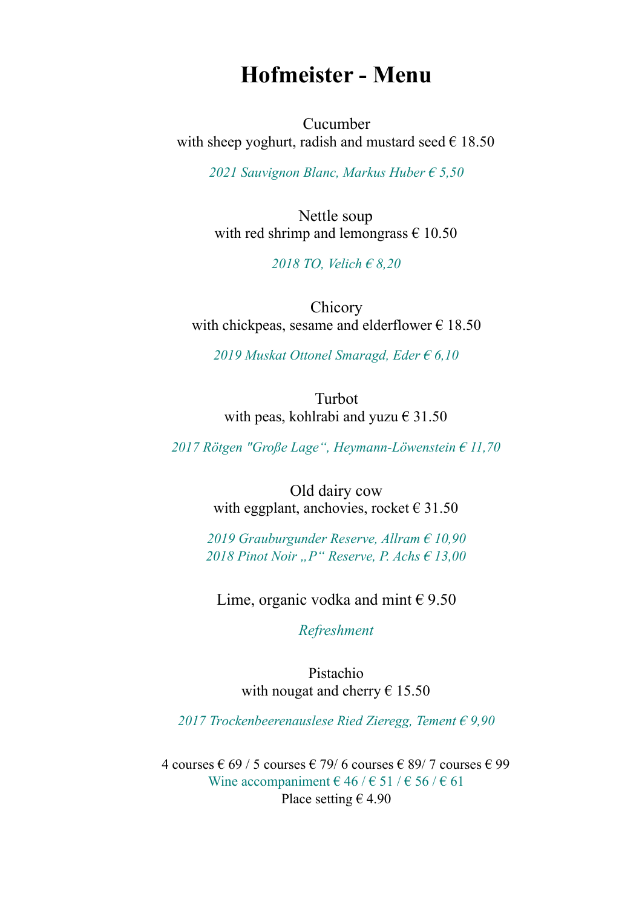# Hofmeister - Menu

Cucumber
with sheep yoghurt, radish and mustard seed € 18.50

*2021 Sauvignon Blanc, Markus Huber € 5,50*

Nettle soup
with red shrimp and lemongrass € 10.50

*2018 TO, Velich € 8,20*

Chicory
with chickpeas, sesame and elderflower € 18.50

*2019 Muskat Ottonel Smaragd, Eder € 6,10*

Turbot
with peas, kohlrabi and yuzu € 31.50

*2017 Rötgen "Große Lage", Heymann-Löwenstein € 11,70*

Old dairy cow
with eggplant, anchovies, rocket € 31.50

*2019 Grauburgunder Reserve, Allram € 10,90*
*2018 Pinot Noir „P" Reserve, P. Achs € 13,00*

Lime, organic vodka and mint € 9.50

*Refreshment*

Pistachio
with nougat and cherry € 15.50

*2017 Trockenbeerenauslese Ried Zieregg, Tement € 9,90*

4 courses € 69 / 5 courses € 79/ 6 courses € 89/ 7 courses € 99
Wine accompaniment € 46 / € 51 / € 56 / € 61
Place setting € 4.90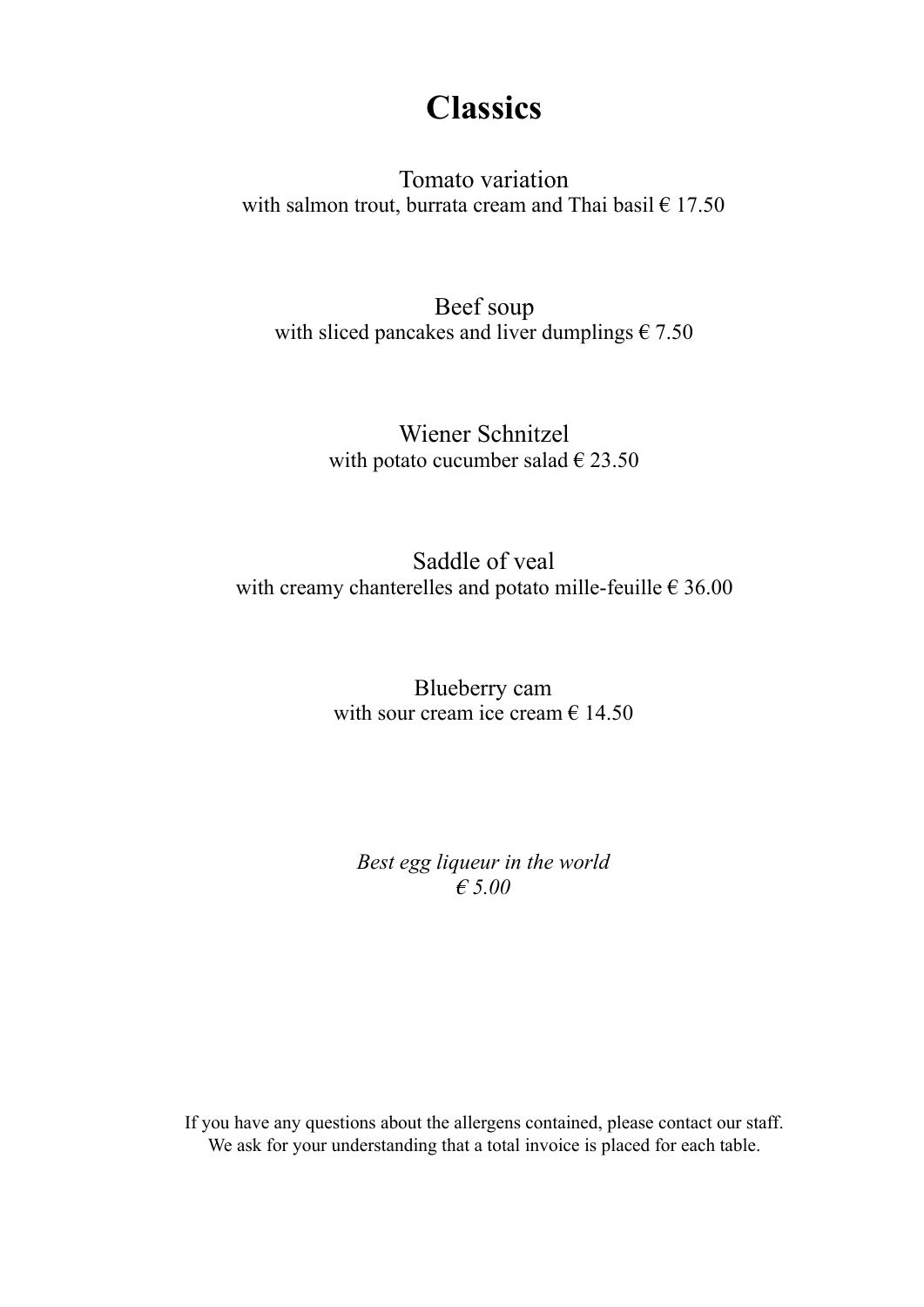# Classics

Tomato variation
with salmon trout, burrata cream and Thai basil € 17.50

Beef soup
with sliced pancakes and liver dumplings € 7.50

Wiener Schnitzel
with potato cucumber salad € 23.50

Saddle of veal
with creamy chanterelles and potato mille-feuille € 36.00

Blueberry cam
with sour cream ice cream € 14.50

*Best egg liqueur in the world*
*€ 5.00*

If you have any questions about the allergens contained, please contact our staff.
We ask for your understanding that a total invoice is placed for each table.